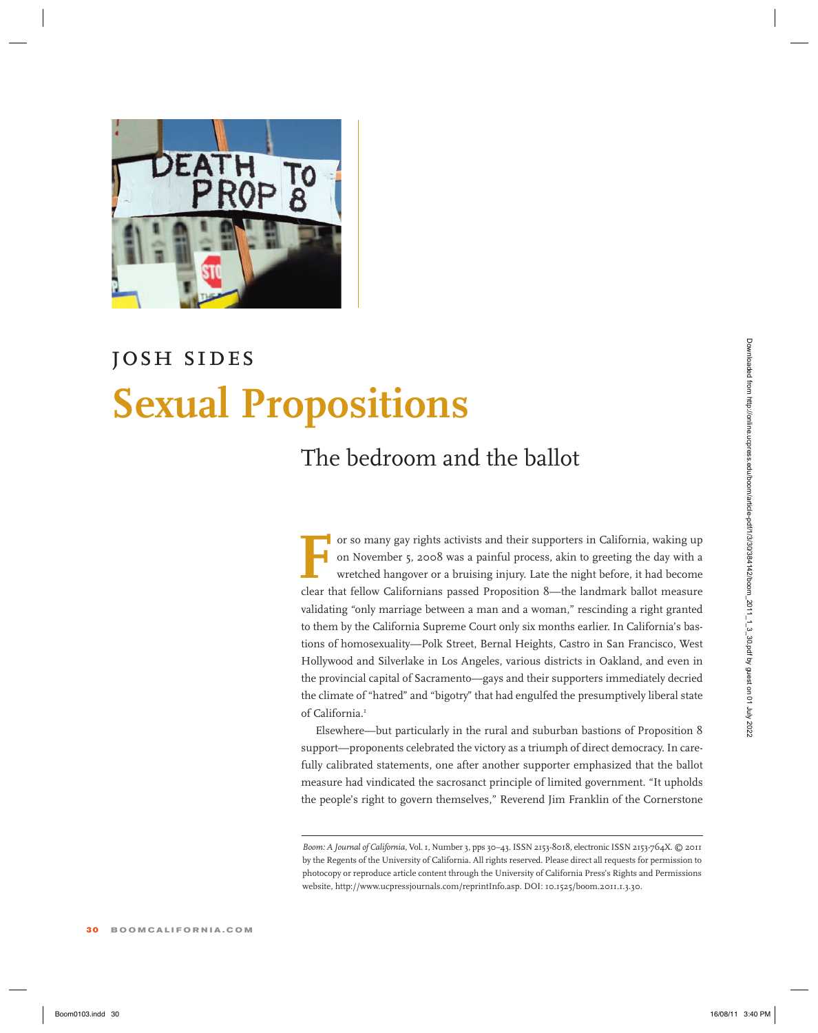JOSH SIDES

# Sexual Propositions

## The bedroom and the ballot

For so many gay rights activists and their supporters in California, waking up on November 5, 2008 was a painful process, akin to greeting the day with a wretched hangover or a bruising injury. Late the night before, it had become clear that fellow Californians passed Proposition 8—the landmark ballot measure validating "only marriage between a man and a woman," rescinding a right granted to them by the California Supreme Court only six months earlier. In California's bastions of homosexuality—Polk Street, Bernal Heights, Castro in San Francisco, West Hollywood and Silverlake in Los Angeles, various districts in Oakland, and even in the provincial capital of Sacramento—gays and their supporters immediately decried the climate of "hatred" and "bigotry" that had engulfed the presumptively liberal state of California.[1]

Elsewhere—but particularly in the rural and suburban bastions of Proposition 8 support—proponents celebrated the victory as a triumph of direct democracy. In carefully calibrated statements, one after another supporter emphasized that the ballot measure had vindicated the sacrosanct principle of limited government. "It upholds the people's right to govern themselves," Reverend Jim Franklin of the Cornerstone

*Boom: A Journal of California*, Vol. 1, Number 3, pps 30–43. ISSN 2153-8018, electronic ISSN 2153-764X. © 2011 by the Regents of the University of California. All rights reserved. Please direct all requests for permission to photocopy or reproduce article content through the University of California Press's Rights and Permissions website, http://www.ucpressjournals.com/reprintInfo.asp. DOI: 10.1525/boom.2011.1.3.30.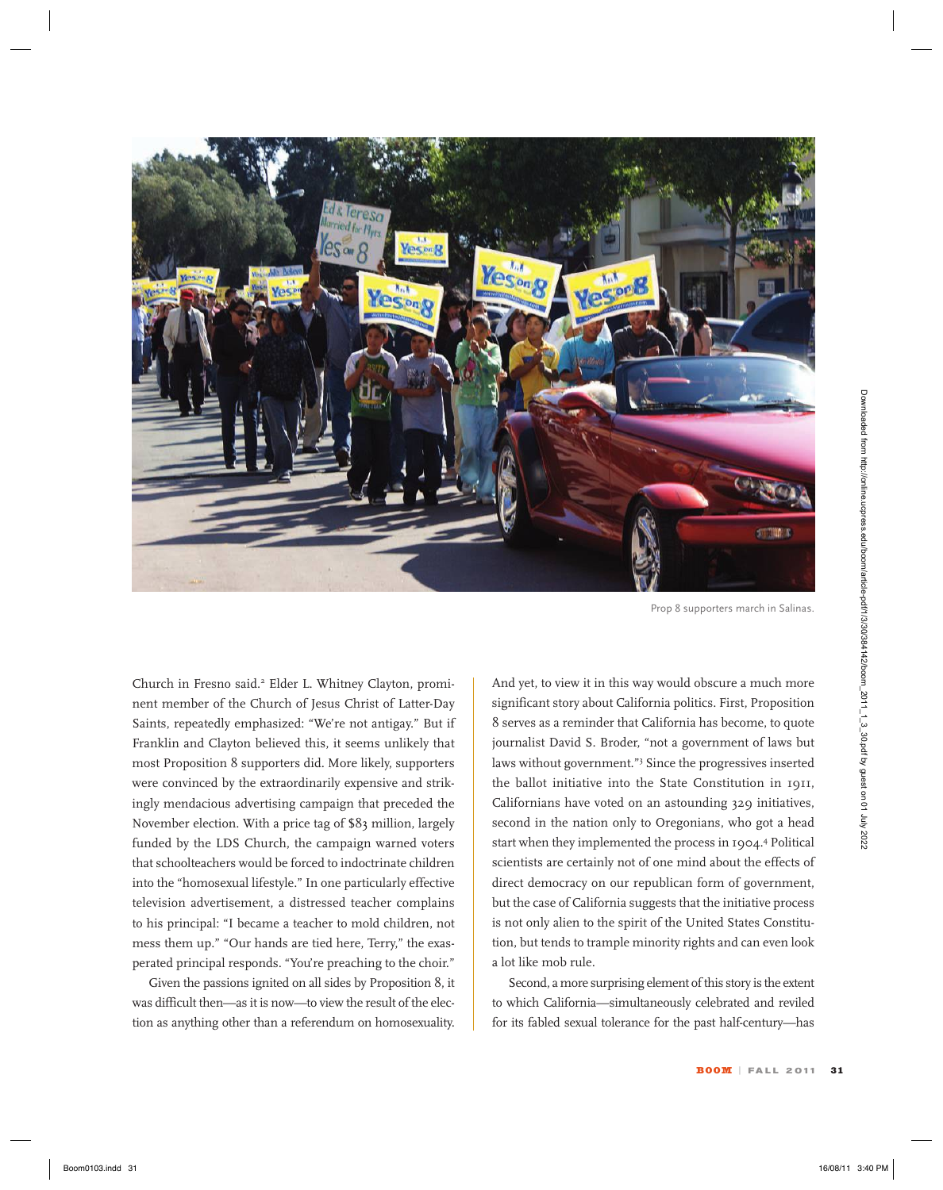Prop 8 supporters march in Salinas.

Church in Fresno said.[2] Elder L. Whitney Clayton, prominent member of the Church of Jesus Christ of Latter-Day Saints, repeatedly emphasized: "We're not antigay." But if Franklin and Clayton believed this, it seems unlikely that most Proposition 8 supporters did. More likely, supporters were convinced by the extraordinarily expensive and strikingly mendacious advertising campaign that preceded the November election. With a price tag of $83 million, largely funded by the LDS Church, the campaign warned voters that schoolteachers would be forced to indoctrinate children into the "homosexual lifestyle." In one particularly effective television advertisement, a distressed teacher complains to his principal: "I became a teacher to mold children, not mess them up." "Our hands are tied here, Terry," the exasperated principal responds. "You're preaching to the choir."

Given the passions ignited on all sides by Proposition 8, it was difficult then—as it is now—to view the result of the election as anything other than a referendum on homosexuality. And yet, to view it in this way would obscure a much more significant story about California politics. First, Proposition 8 serves as a reminder that California has become, to quote journalist David S. Broder, "not a government of laws but laws without government."[3] Since the progressives inserted the ballot initiative into the State Constitution in 1911, Californians have voted on an astounding 329 initiatives, second in the nation only to Oregonians, who got a head start when they implemented the process in 1904.[4] Political scientists are certainly not of one mind about the effects of direct democracy on our republican form of government, but the case of California suggests that the initiative process is not only alien to the spirit of the United States Constitution, but tends to trample minority rights and can even look a lot like mob rule.

Second, a more surprising element of this story is the extent to which California—simultaneously celebrated and reviled for its fabled sexual tolerance for the past half-century—has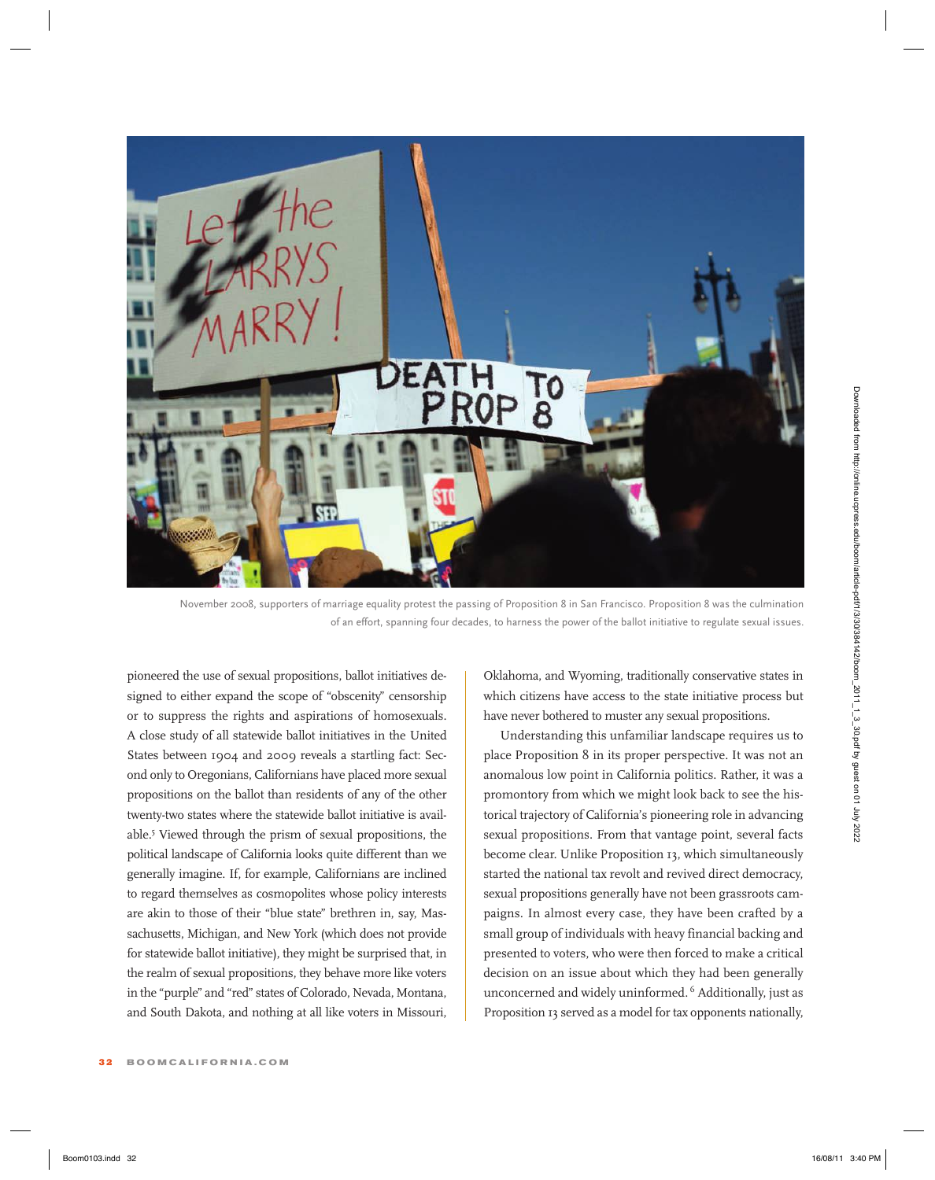November 2008, supporters of marriage equality protest the passing of Proposition 8 in San Francisco. Proposition 8 was the culmination of an effort, spanning four decades, to harness the power of the ballot initiative to regulate sexual issues.

pioneered the use of sexual propositions, ballot initiatives designed to either expand the scope of "obscenity" censorship or to suppress the rights and aspirations of homosexuals. A close study of all statewide ballot initiatives in the United States between 1904 and 2009 reveals a startling fact: Second only to Oregonians, Californians have placed more sexual propositions on the ballot than residents of any of the other twenty-two states where the statewide ballot initiative is available.[5] Viewed through the prism of sexual propositions, the political landscape of California looks quite different than we generally imagine. If, for example, Californians are inclined to regard themselves as cosmopolites whose policy interests are akin to those of their "blue state" brethren in, say, Massachusetts, Michigan, and New York (which does not provide for statewide ballot initiative), they might be surprised that, in the realm of sexual propositions, they behave more like voters in the "purple" and "red" states of Colorado, Nevada, Montana, and South Dakota, and nothing at all like voters in Missouri, Oklahoma, and Wyoming, traditionally conservative states in which citizens have access to the state initiative process but have never bothered to muster any sexual propositions.

Understanding this unfamiliar landscape requires us to place Proposition 8 in its proper perspective. It was not an anomalous low point in California politics. Rather, it was a promontory from which we might look back to see the historical trajectory of California's pioneering role in advancing sexual propositions. From that vantage point, several facts become clear. Unlike Proposition 13, which simultaneously started the national tax revolt and revived direct democracy, sexual propositions generally have not been grassroots campaigns. In almost every case, they have been crafted by a small group of individuals with heavy financial backing and presented to voters, who were then forced to make a critical decision on an issue about which they had been generally unconcerned and widely uninformed.[6] Additionally, just as Proposition 13 served as a model for tax opponents nationally,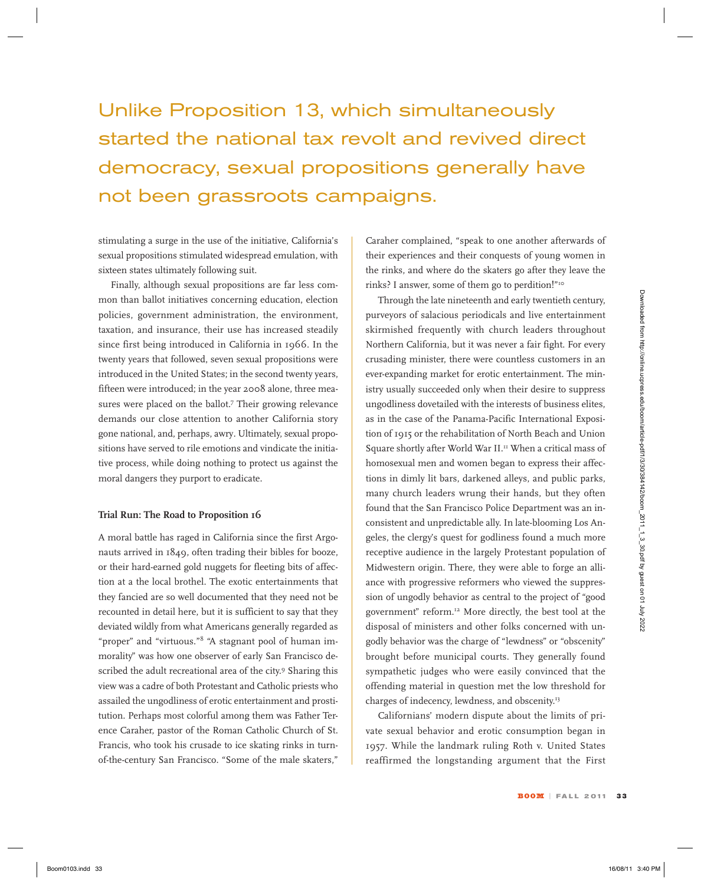Unlike Proposition 13, which simultaneously started the national tax revolt and revived direct democracy, sexual propositions generally have not been grassroots campaigns.

stimulating a surge in the use of the initiative, California's sexual propositions stimulated widespread emulation, with sixteen states ultimately following suit.

Finally, although sexual propositions are far less common than ballot initiatives concerning education, election policies, government administration, the environment, taxation, and insurance, their use has increased steadily since first being introduced in California in 1966. In the twenty years that followed, seven sexual propositions were introduced in the United States; in the second twenty years, fifteen were introduced; in the year 2008 alone, three measures were placed on the ballot.[7] Their growing relevance demands our close attention to another California story gone national, and, perhaps, awry. Ultimately, sexual propositions have served to rile emotions and vindicate the initiative process, while doing nothing to protect us against the moral dangers they purport to eradicate.

### Trial Run: The Road to Proposition 16

A moral battle has raged in California since the first Argonauts arrived in 1849, often trading their bibles for booze, or their hard-earned gold nuggets for fleeting bits of affection at a the local brothel. The exotic entertainments that they fancied are so well documented that they need not be recounted in detail here, but it is sufficient to say that they deviated wildly from what Americans generally regarded as "proper" and "virtuous."[8] "A stagnant pool of human immorality" was how one observer of early San Francisco described the adult recreational area of the city.[9] Sharing this view was a cadre of both Protestant and Catholic priests who assailed the ungodliness of erotic entertainment and prostitution. Perhaps most colorful among them was Father Terence Caraher, pastor of the Roman Catholic Church of St. Francis, who took his crusade to ice skating rinks in turn-of-the-century San Francisco. "Some of the male skaters," Caraher complained, "speak to one another afterwards of their experiences and their conquests of young women in the rinks, and where do the skaters go after they leave the rinks? I answer, some of them go to perdition!"[10]

Through the late nineteenth and early twentieth century, purveyors of salacious periodicals and live entertainment skirmished frequently with church leaders throughout Northern California, but it was never a fair fight. For every crusading minister, there were countless customers in an ever-expanding market for erotic entertainment. The ministry usually succeeded only when their desire to suppress ungodliness dovetailed with the interests of business elites, as in the case of the Panama-Pacific International Exposition of 1915 or the rehabilitation of North Beach and Union Square shortly after World War II.[11] When a critical mass of homosexual men and women began to express their affections in dimly lit bars, darkened alleys, and public parks, many church leaders wrung their hands, but they often found that the San Francisco Police Department was an inconsistent and unpredictable ally. In late-blooming Los Angeles, the clergy's quest for godliness found a much more receptive audience in the largely Protestant population of Midwestern origin. There, they were able to forge an alliance with progressive reformers who viewed the suppression of ungodly behavior as central to the project of "good government" reform.[12] More directly, the best tool at the disposal of ministers and other folks concerned with ungodly behavior was the charge of "lewdness" or "obscenity" brought before municipal courts. They generally found sympathetic judges who were easily convinced that the offending material in question met the low threshold for charges of indecency, lewdness, and obscenity.[13]

Californians' modern dispute about the limits of private sexual behavior and erotic consumption began in 1957. While the landmark ruling Roth v. United States reaffirmed the longstanding argument that the First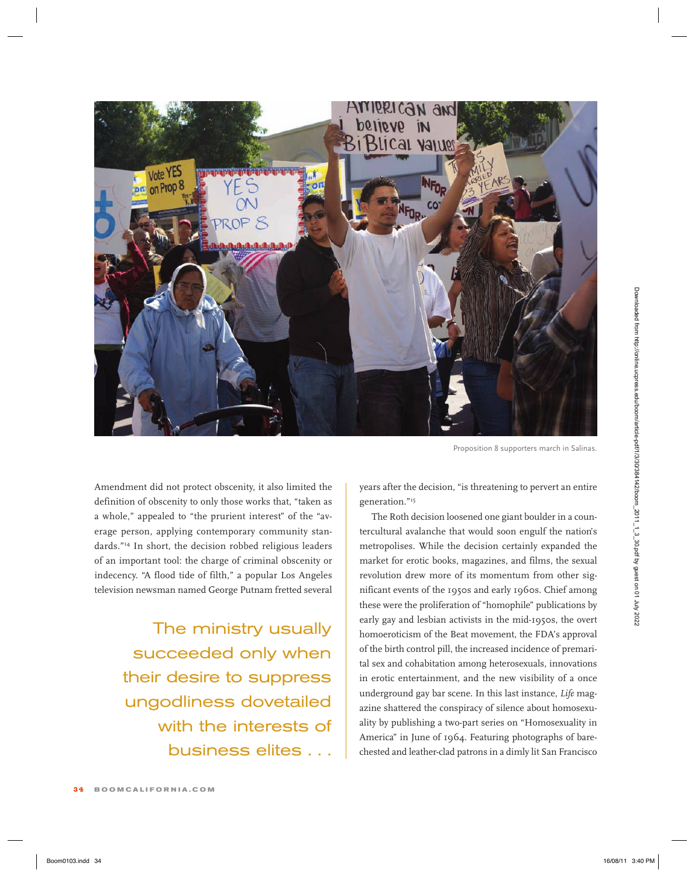Proposition 8 supporters march in Salinas.

Amendment did not protect obscenity, it also limited the definition of obscenity to only those works that, "taken as a whole," appealed to "the prurient interest" of the "average person, applying contemporary community standards."[14] In short, the decision robbed religious leaders of an important tool: the charge of criminal obscenity or indecency. "A flood tide of filth," a popular Los Angeles television newsman named George Putnam fretted several years after the decision, "is threatening to pervert an entire generation."[15]

> The ministry usually succeeded only when their desire to suppress ungodliness dovetailed with the interests of business elites . . .

The Roth decision loosened one giant boulder in a countercultural avalanche that would soon engulf the nation's metropolises. While the decision certainly expanded the market for erotic books, magazines, and films, the sexual revolution drew more of its momentum from other significant events of the 1950s and early 1960s. Chief among these were the proliferation of "homophile" publications by early gay and lesbian activists in the mid-1950s, the overt homoeroticism of the Beat movement, the FDA's approval of the birth control pill, the increased incidence of premarital sex and cohabitation among heterosexuals, innovations in erotic entertainment, and the new visibility of a once underground gay bar scene. In this last instance, *Life* magazine shattered the conspiracy of silence about homosexuality by publishing a two-part series on "Homosexuality in America" in June of 1964. Featuring photographs of bare-chested and leather-clad patrons in a dimly lit San Francisco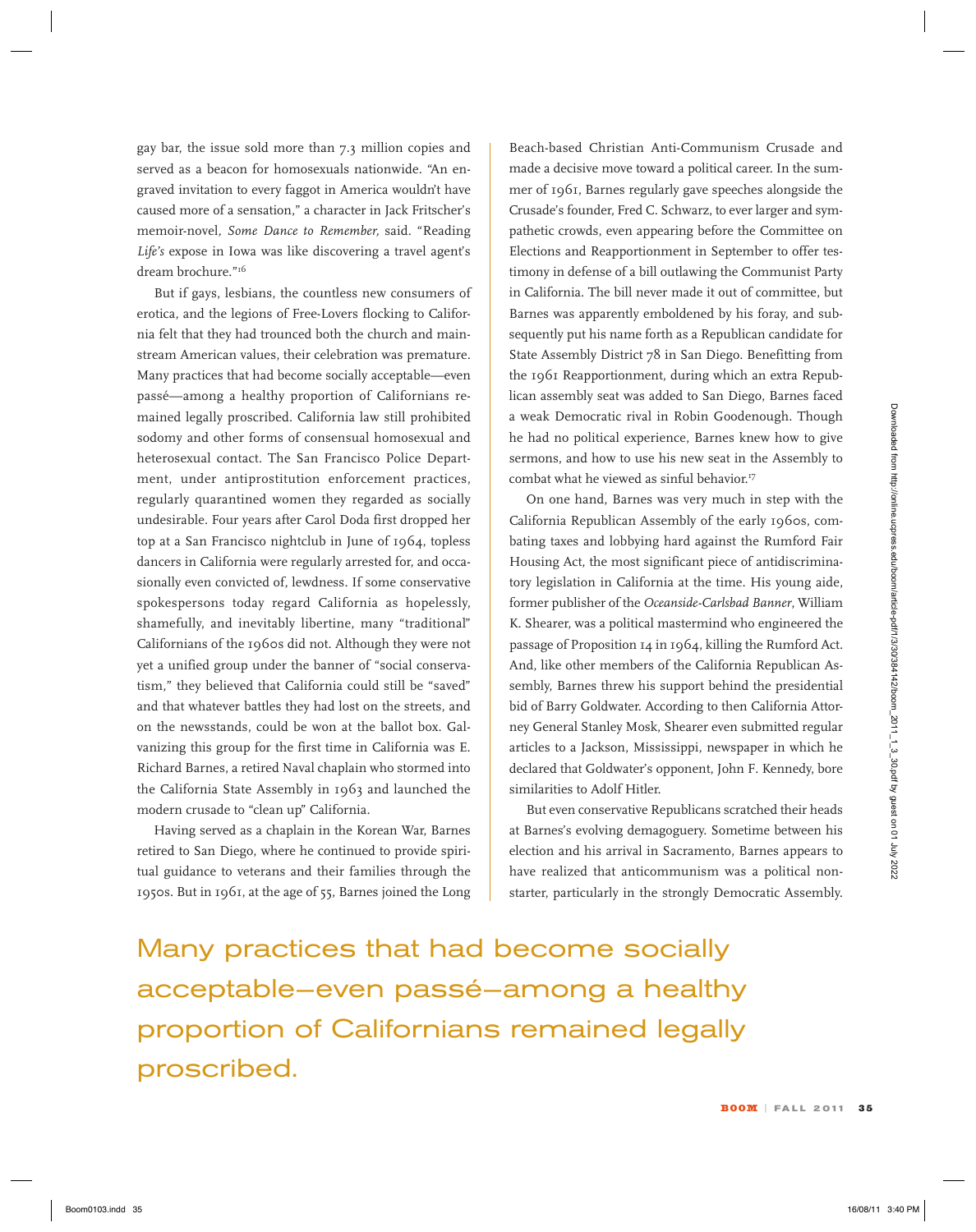gay bar, the issue sold more than 7.3 million copies and served as a beacon for homosexuals nationwide. "An engraved invitation to every faggot in America wouldn't have caused more of a sensation," a character in Jack Fritscher's memoir-novel, *Some Dance to Remember,* said. "Reading *Life's* expose in Iowa was like discovering a travel agent's dream brochure."[16]

But if gays, lesbians, the countless new consumers of erotica, and the legions of Free-Lovers flocking to California felt that they had trounced both the church and mainstream American values, their celebration was premature. Many practices that had become socially acceptable—even passé—among a healthy proportion of Californians remained legally proscribed. California law still prohibited sodomy and other forms of consensual homosexual and heterosexual contact. The San Francisco Police Department, under antiprostitution enforcement practices, regularly quarantined women they regarded as socially undesirable. Four years after Carol Doda first dropped her top at a San Francisco nightclub in June of 1964, topless dancers in California were regularly arrested for, and occasionally even convicted of, lewdness. If some conservative spokespersons today regard California as hopelessly, shamefully, and inevitably libertine, many "traditional" Californians of the 1960s did not. Although they were not yet a unified group under the banner of "social conservatism," they believed that California could still be "saved" and that whatever battles they had lost on the streets, and on the newsstands, could be won at the ballot box. Galvanizing this group for the first time in California was E. Richard Barnes, a retired Naval chaplain who stormed into the California State Assembly in 1963 and launched the modern crusade to "clean up" California.

Having served as a chaplain in the Korean War, Barnes retired to San Diego, where he continued to provide spiritual guidance to veterans and their families through the 1950s. But in 1961, at the age of 55, Barnes joined the Long Beach-based Christian Anti-Communism Crusade and made a decisive move toward a political career. In the summer of 1961, Barnes regularly gave speeches alongside the Crusade's founder, Fred C. Schwarz, to ever larger and sympathetic crowds, even appearing before the Committee on Elections and Reapportionment in September to offer testimony in defense of a bill outlawing the Communist Party in California. The bill never made it out of committee, but Barnes was apparently emboldened by his foray, and subsequently put his name forth as a Republican candidate for State Assembly District 78 in San Diego. Benefitting from the 1961 Reapportionment, during which an extra Republican assembly seat was added to San Diego, Barnes faced a weak Democratic rival in Robin Goodenough. Though he had no political experience, Barnes knew how to give sermons, and how to use his new seat in the Assembly to combat what he viewed as sinful behavior.[17]

On one hand, Barnes was very much in step with the California Republican Assembly of the early 1960s, combating taxes and lobbying hard against the Rumford Fair Housing Act, the most significant piece of antidiscriminatory legislation in California at the time. His young aide, former publisher of the *Oceanside-Carlsbad Banner*, William K. Shearer, was a political mastermind who engineered the passage of Proposition 14 in 1964, killing the Rumford Act. And, like other members of the California Republican Assembly, Barnes threw his support behind the presidential bid of Barry Goldwater. According to then California Attorney General Stanley Mosk, Shearer even submitted regular articles to a Jackson, Mississippi, newspaper in which he declared that Goldwater's opponent, John F. Kennedy, bore similarities to Adolf Hitler.

But even conservative Republicans scratched their heads at Barnes's evolving demagoguery. Sometime between his election and his arrival in Sacramento, Barnes appears to have realized that anticommunism was a political nonstarter, particularly in the strongly Democratic Assembly.

> Many practices that had become socially acceptable—even passé—among a healthy proportion of Californians remained legally proscribed.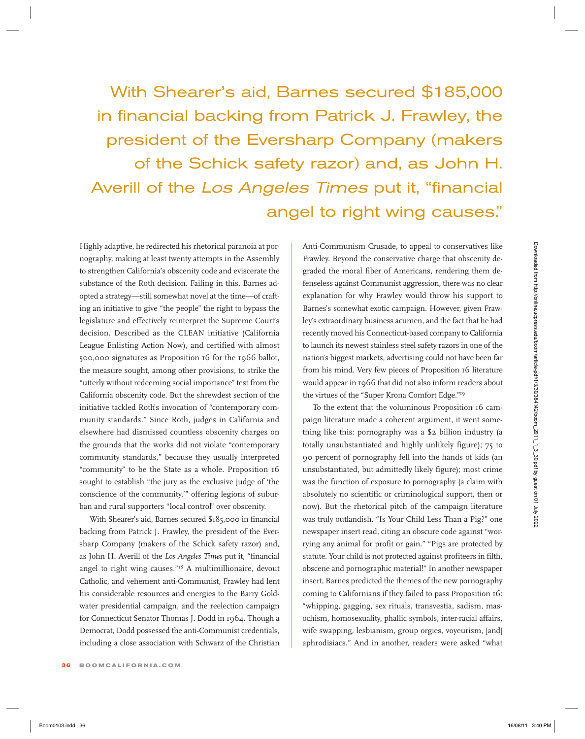> With Shearer's aid, Barnes secured $185,000 in financial backing from Patrick J. Frawley, the president of the Eversharp Company (makers of the Schick safety razor) and, as John H. Averill of the *Los Angeles Times* put it, "financial angel to right wing causes."

Highly adaptive, he redirected his rhetorical paranoia at pornography, making at least twenty attempts in the Assembly to strengthen California's obscenity code and eviscerate the substance of the Roth decision. Failing in this, Barnes adopted a strategy—still somewhat novel at the time—of crafting an initiative to give "the people" the right to bypass the legislature and effectively reinterpret the Supreme Court's decision. Described as the CLEAN initiative (California League Enlisting Action Now), and certified with almost 500,000 signatures as Proposition 16 for the 1966 ballot, the measure sought, among other provisions, to strike the "utterly without redeeming social importance" test from the California obscenity code. But the shrewdest section of the initiative tackled Roth's invocation of "contemporary community standards." Since Roth, judges in California and elsewhere had dismissed countless obscenity charges on the grounds that the works did not violate "contemporary community standards," because they usually interpreted "community" to be the State as a whole. Proposition 16 sought to establish "the jury as the exclusive judge of 'the conscience of the community,'" offering legions of suburban and rural supporters "local control" over obscenity.

With Shearer's aid, Barnes secured $185,000 in financial backing from Patrick J. Frawley, the president of the Eversharp Company (makers of the Schick safety razor) and, as John H. Averill of the *Los Angeles Times* put it, "financial angel to right wing causes."[18] A multimillionaire, devout Catholic, and vehement anti-Communist, Frawley had lent his considerable resources and energies to the Barry Goldwater presidential campaign, and the reelection campaign for Connecticut Senator Thomas J. Dodd in 1964. Though a Democrat, Dodd possessed the anti-Communist credentials, including a close association with Schwarz of the Christian Anti-Communism Crusade, to appeal to conservatives like Frawley. Beyond the conservative charge that obscenity degraded the moral fiber of Americans, rendering them defenseless against Communist aggression, there was no clear explanation for why Frawley would throw his support to Barnes's somewhat exotic campaign. However, given Frawley's extraordinary business acumen, and the fact that he had recently moved his Connecticut-based company to California to launch its newest stainless steel safety razors in one of the nation's biggest markets, advertising could not have been far from his mind. Very few pieces of Proposition 16 literature would appear in 1966 that did not also inform readers about the virtues of the "Super Krona Comfort Edge."[19]

To the extent that the voluminous Proposition 16 campaign literature made a coherent argument, it went something like this: pornography was a $2 billion industry (a totally unsubstantiated and highly unlikely figure); 75 to 90 percent of pornography fell into the hands of kids (an unsubstantiated, but admittedly likely figure); most crime was the function of exposure to pornography (a claim with absolutely no scientific or criminological support, then or now). But the rhetorical pitch of the campaign literature was truly outlandish. "Is Your Child Less Than a Pig?" one newspaper insert read, citing an obscure code against "worrying any animal for profit or gain." "Pigs are protected by statute. Your child is not protected against profiteers in filth, obscene and pornographic material!" In another newspaper insert, Barnes predicted the themes of the new pornography coming to Californians if they failed to pass Proposition 16: "whipping, gagging, sex rituals, transvestia, sadism, masochism, homosexuality, phallic symbols, inter-racial affairs, wife swapping, lesbianism, group orgies, voyeurism, [and] aphrodisiacs." And in another, readers were asked "what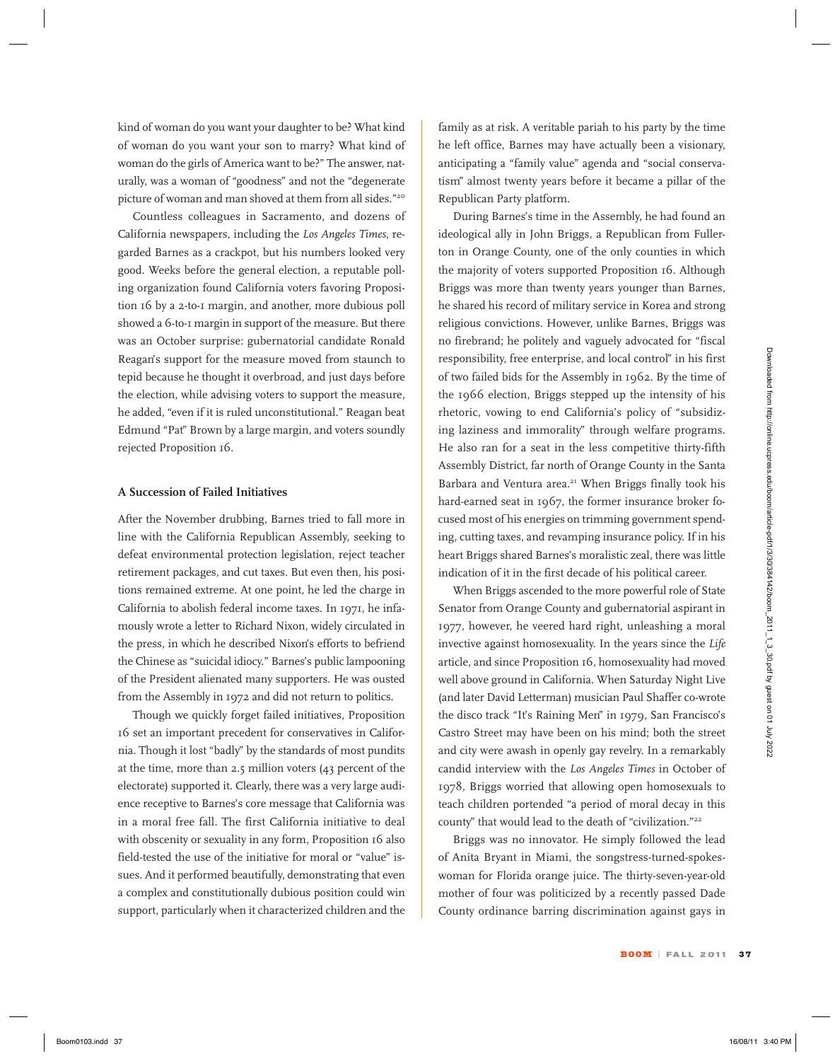kind of woman do you want your daughter to be? What kind of woman do you want your son to marry? What kind of woman do the girls of America want to be?" The answer, naturally, was a woman of "goodness" and not the "degenerate picture of woman and man shoved at them from all sides."[20]

Countless colleagues in Sacramento, and dozens of California newspapers, including the *Los Angeles Times*, regarded Barnes as a crackpot, but his numbers looked very good. Weeks before the general election, a reputable polling organization found California voters favoring Proposition 16 by a 2-to-1 margin, and another, more dubious poll showed a 6-to-1 margin in support of the measure. But there was an October surprise: gubernatorial candidate Ronald Reagan's support for the measure moved from staunch to tepid because he thought it overbroad, and just days before the election, while advising voters to support the measure, he added, "even if it is ruled unconstitutional." Reagan beat Edmund "Pat" Brown by a large margin, and voters soundly rejected Proposition 16.

### A Succession of Failed Initiatives

After the November drubbing, Barnes tried to fall more in line with the California Republican Assembly, seeking to defeat environmental protection legislation, reject teacher retirement packages, and cut taxes. But even then, his positions remained extreme. At one point, he led the charge in California to abolish federal income taxes. In 1971, he infamously wrote a letter to Richard Nixon, widely circulated in the press, in which he described Nixon's efforts to befriend the Chinese as "suicidal idiocy." Barnes's public lampooning of the President alienated many supporters. He was ousted from the Assembly in 1972 and did not return to politics.

Though we quickly forget failed initiatives, Proposition 16 set an important precedent for conservatives in California. Though it lost "badly" by the standards of most pundits at the time, more than 2.5 million voters (43 percent of the electorate) supported it. Clearly, there was a very large audience receptive to Barnes's core message that California was in a moral free fall. The first California initiative to deal with obscenity or sexuality in any form, Proposition 16 also field-tested the use of the initiative for moral or "value" issues. And it performed beautifully, demonstrating that even a complex and constitutionally dubious position could win support, particularly when it characterized children and the family as at risk. A veritable pariah to his party by the time he left office, Barnes may have actually been a visionary, anticipating a "family value" agenda and "social conservatism" almost twenty years before it became a pillar of the Republican Party platform.

During Barnes's time in the Assembly, he had found an ideological ally in John Briggs, a Republican from Fullerton in Orange County, one of the only counties in which the majority of voters supported Proposition 16. Although Briggs was more than twenty years younger than Barnes, he shared his record of military service in Korea and strong religious convictions. However, unlike Barnes, Briggs was no firebrand; he politely and vaguely advocated for "fiscal responsibility, free enterprise, and local control" in his first of two failed bids for the Assembly in 1962. By the time of the 1966 election, Briggs stepped up the intensity of his rhetoric, vowing to end California's policy of "subsidizing laziness and immorality" through welfare programs. He also ran for a seat in the less competitive thirty-fifth Assembly District, far north of Orange County in the Santa Barbara and Ventura area.[21] When Briggs finally took his hard-earned seat in 1967, the former insurance broker focused most of his energies on trimming government spending, cutting taxes, and revamping insurance policy. If in his heart Briggs shared Barnes's moralistic zeal, there was little indication of it in the first decade of his political career.

When Briggs ascended to the more powerful role of State Senator from Orange County and gubernatorial aspirant in 1977, however, he veered hard right, unleashing a moral invective against homosexuality. In the years since the *Life* article, and since Proposition 16, homosexuality had moved well above ground in California. When Saturday Night Live (and later David Letterman) musician Paul Shaffer co-wrote the disco track "It's Raining Men" in 1979, San Francisco's Castro Street may have been on his mind; both the street and city were awash in openly gay revelry. In a remarkably candid interview with the *Los Angeles Times* in October of 1978, Briggs worried that allowing open homosexuals to teach children portended "a period of moral decay in this county" that would lead to the death of "civilization."[22]

Briggs was no innovator. He simply followed the lead of Anita Bryant in Miami, the songstress-turned-spokeswoman for Florida orange juice. The thirty-seven-year-old mother of four was politicized by a recently passed Dade County ordinance barring discrimination against gays in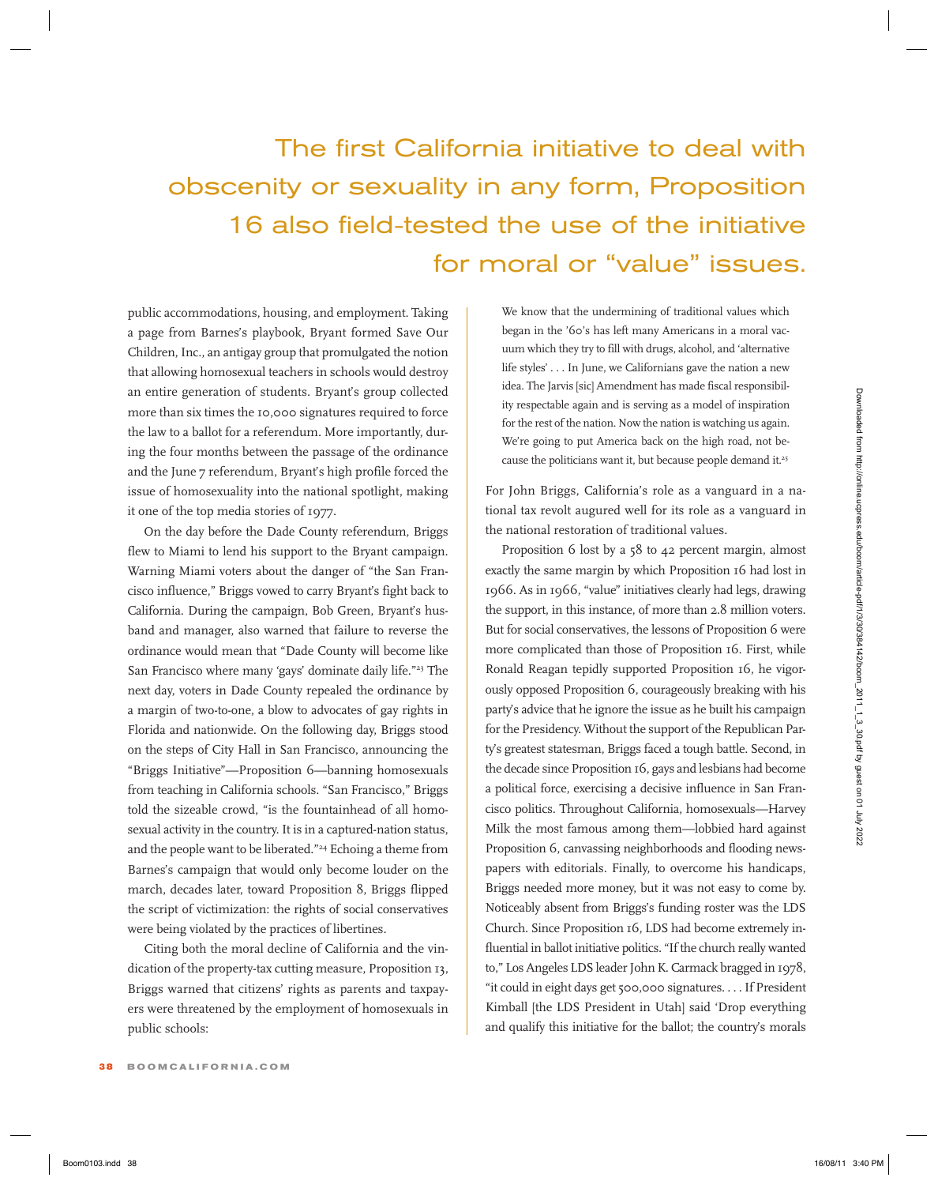> The first California initiative to deal with obscenity or sexuality in any form, Proposition 16 also field-tested the use of the initiative for moral or "value" issues.

public accommodations, housing, and employment. Taking a page from Barnes's playbook, Bryant formed Save Our Children, Inc., an antigay group that promulgated the notion that allowing homosexual teachers in schools would destroy an entire generation of students. Bryant's group collected more than six times the 10,000 signatures required to force the law to a ballot for a referendum. More importantly, during the four months between the passage of the ordinance and the June 7 referendum, Bryant's high profile forced the issue of homosexuality into the national spotlight, making it one of the top media stories of 1977.

On the day before the Dade County referendum, Briggs flew to Miami to lend his support to the Bryant campaign. Warning Miami voters about the danger of "the San Francisco influence," Briggs vowed to carry Bryant's fight back to California. During the campaign, Bob Green, Bryant's husband and manager, also warned that failure to reverse the ordinance would mean that "Dade County will become like San Francisco where many 'gays' dominate daily life."[23] The next day, voters in Dade County repealed the ordinance by a margin of two-to-one, a blow to advocates of gay rights in Florida and nationwide. On the following day, Briggs stood on the steps of City Hall in San Francisco, announcing the "Briggs Initiative"—Proposition 6—banning homosexuals from teaching in California schools. "San Francisco," Briggs told the sizeable crowd, "is the fountainhead of all homosexual activity in the country. It is in a captured-nation status, and the people want to be liberated."[24] Echoing a theme from Barnes's campaign that would only become louder on the march, decades later, toward Proposition 8, Briggs flipped the script of victimization: the rights of social conservatives were being violated by the practices of libertines.

Citing both the moral decline of California and the vindication of the property-tax cutting measure, Proposition 13, Briggs warned that citizens' rights as parents and taxpayers were threatened by the employment of homosexuals in public schools:

> We know that the undermining of traditional values which began in the '60's has left many Americans in a moral vacuum which they try to fill with drugs, alcohol, and 'alternative life styles' . . . In June, we Californians gave the nation a new idea. The Jarvis [sic] Amendment has made fiscal responsibility respectable again and is serving as a model of inspiration for the rest of the nation. Now the nation is watching us again. We're going to put America back on the high road, not because the politicians want it, but because people demand it.[25]

For John Briggs, California's role as a vanguard in a national tax revolt augured well for its role as a vanguard in the national restoration of traditional values.

Proposition 6 lost by a 58 to 42 percent margin, almost exactly the same margin by which Proposition 16 had lost in 1966. As in 1966, "value" initiatives clearly had legs, drawing the support, in this instance, of more than 2.8 million voters. But for social conservatives, the lessons of Proposition 6 were more complicated than those of Proposition 16. First, while Ronald Reagan tepidly supported Proposition 16, he vigorously opposed Proposition 6, courageously breaking with his party's advice that he ignore the issue as he built his campaign for the Presidency. Without the support of the Republican Party's greatest statesman, Briggs faced a tough battle. Second, in the decade since Proposition 16, gays and lesbians had become a political force, exercising a decisive influence in San Francisco politics. Throughout California, homosexuals—Harvey Milk the most famous among them—lobbied hard against Proposition 6, canvassing neighborhoods and flooding newspapers with editorials. Finally, to overcome his handicaps, Briggs needed more money, but it was not easy to come by. Noticeably absent from Briggs's funding roster was the LDS Church. Since Proposition 16, LDS had become extremely influential in ballot initiative politics. "If the church really wanted to," Los Angeles LDS leader John K. Carmack bragged in 1978, "it could in eight days get 500,000 signatures. . . . If President Kimball [the LDS President in Utah] said 'Drop everything and qualify this initiative for the ballot; the country's morals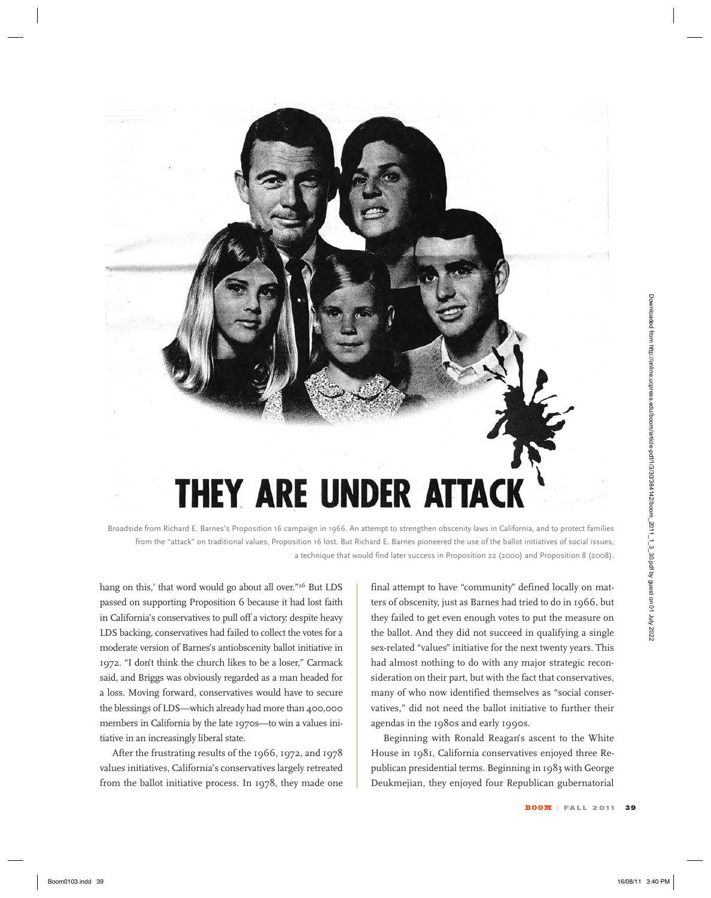THEY ARE UNDER ATTACK

Broadside from Richard E. Barnes's Proposition 16 campaign in 1966. An attempt to strengthen obscenity laws in California, and to protect families from the "attack" on traditional values, Proposition 16 lost. But Richard E. Barnes pioneered the use of the ballot initiatives of social issues, a technique that would find later success in Proposition 22 (2000) and Proposition 8 (2008).

hang on this,' that word would go about all over."[26] But LDS passed on supporting Proposition 6 because it had lost faith in California's conservatives to pull off a victory: despite heavy LDS backing, conservatives had failed to collect the votes for a moderate version of Barnes's antiobscenity ballot initiative in 1972. "I don't think the church likes to be a loser," Carmack said, and Briggs was obviously regarded as a man headed for a loss. Moving forward, conservatives would have to secure the blessings of LDS—which already had more than 400,000 members in California by the late 1970s—to win a values initiative in an increasingly liberal state.

After the frustrating results of the 1966, 1972, and 1978 values initiatives, California's conservatives largely retreated from the ballot initiative process. In 1978, they made one final attempt to have "community" defined locally on matters of obscenity, just as Barnes had tried to do in 1966, but they failed to get even enough votes to put the measure on the ballot. And they did not succeed in qualifying a single sex-related "values" initiative for the next twenty years. This had almost nothing to do with any major strategic reconsideration on their part, but with the fact that conservatives, many of who now identified themselves as "social conservatives," did not need the ballot initiative to further their agendas in the 1980s and early 1990s.

Beginning with Ronald Reagan's ascent to the White House in 1981, California conservatives enjoyed three Republican presidential terms. Beginning in 1983 with George Deukmejian, they enjoyed four Republican gubernatorial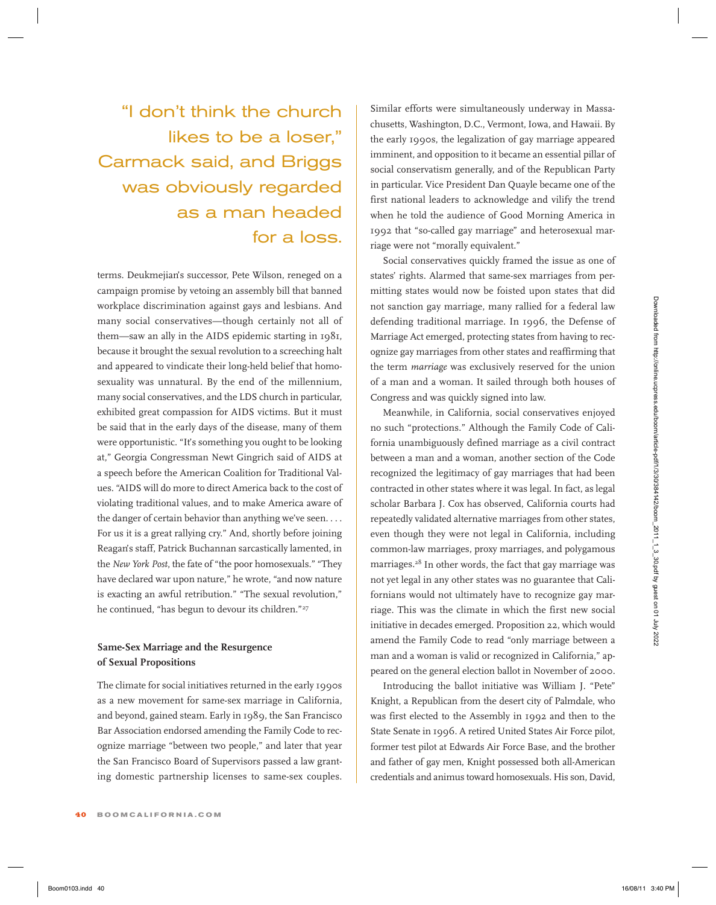> "I don't think the church likes to be a loser," Carmack said, and Briggs was obviously regarded as a man headed for a loss.

terms. Deukmejian's successor, Pete Wilson, reneged on a campaign promise by vetoing an assembly bill that banned workplace discrimination against gays and lesbians. And many social conservatives—though certainly not all of them—saw an ally in the AIDS epidemic starting in 1981, because it brought the sexual revolution to a screeching halt and appeared to vindicate their long-held belief that homosexuality was unnatural. By the end of the millennium, many social conservatives, and the LDS church in particular, exhibited great compassion for AIDS victims. But it must be said that in the early days of the disease, many of them were opportunistic. "It's something you ought to be looking at," Georgia Congressman Newt Gingrich said of AIDS at a speech before the American Coalition for Traditional Values. "AIDS will do more to direct America back to the cost of violating traditional values, and to make America aware of the danger of certain behavior than anything we've seen. . . . For us it is a great rallying cry." And, shortly before joining Reagan's staff, Patrick Buchannan sarcastically lamented, in the *New York Post*, the fate of "the poor homosexuals." "They have declared war upon nature," he wrote, "and now nature is exacting an awful retribution." "The sexual revolution," he continued, "has begun to devour its children."[27]

### Same-Sex Marriage and the Resurgence of Sexual Propositions

The climate for social initiatives returned in the early 1990s as a new movement for same-sex marriage in California, and beyond, gained steam. Early in 1989, the San Francisco Bar Association endorsed amending the Family Code to recognize marriage "between two people," and later that year the San Francisco Board of Supervisors passed a law granting domestic partnership licenses to same-sex couples. Similar efforts were simultaneously underway in Massachusetts, Washington, D.C., Vermont, Iowa, and Hawaii. By the early 1990s, the legalization of gay marriage appeared imminent, and opposition to it became an essential pillar of social conservatism generally, and of the Republican Party in particular. Vice President Dan Quayle became one of the first national leaders to acknowledge and vilify the trend when he told the audience of Good Morning America in 1992 that "so-called gay marriage" and heterosexual marriage were not "morally equivalent."

Social conservatives quickly framed the issue as one of states' rights. Alarmed that same-sex marriages from permitting states would now be foisted upon states that did not sanction gay marriage, many rallied for a federal law defending traditional marriage. In 1996, the Defense of Marriage Act emerged, protecting states from having to recognize gay marriages from other states and reaffirming that the term *marriage* was exclusively reserved for the union of a man and a woman. It sailed through both houses of Congress and was quickly signed into law.

Meanwhile, in California, social conservatives enjoyed no such "protections." Although the Family Code of California unambiguously defined marriage as a civil contract between a man and a woman, another section of the Code recognized the legitimacy of gay marriages that had been contracted in other states where it was legal. In fact, as legal scholar Barbara J. Cox has observed, California courts had repeatedly validated alternative marriages from other states, even though they were not legal in California, including common-law marriages, proxy marriages, and polygamous marriages.[28] In other words, the fact that gay marriage was not yet legal in any other states was no guarantee that Californians would not ultimately have to recognize gay marriage. This was the climate in which the first new social initiative in decades emerged. Proposition 22, which would amend the Family Code to read "only marriage between a man and a woman is valid or recognized in California," appeared on the general election ballot in November of 2000.

Introducing the ballot initiative was William J. "Pete" Knight, a Republican from the desert city of Palmdale, who was first elected to the Assembly in 1992 and then to the State Senate in 1996. A retired United States Air Force pilot, former test pilot at Edwards Air Force Base, and the brother and father of gay men, Knight possessed both all-American credentials and animus toward homosexuals. His son, David,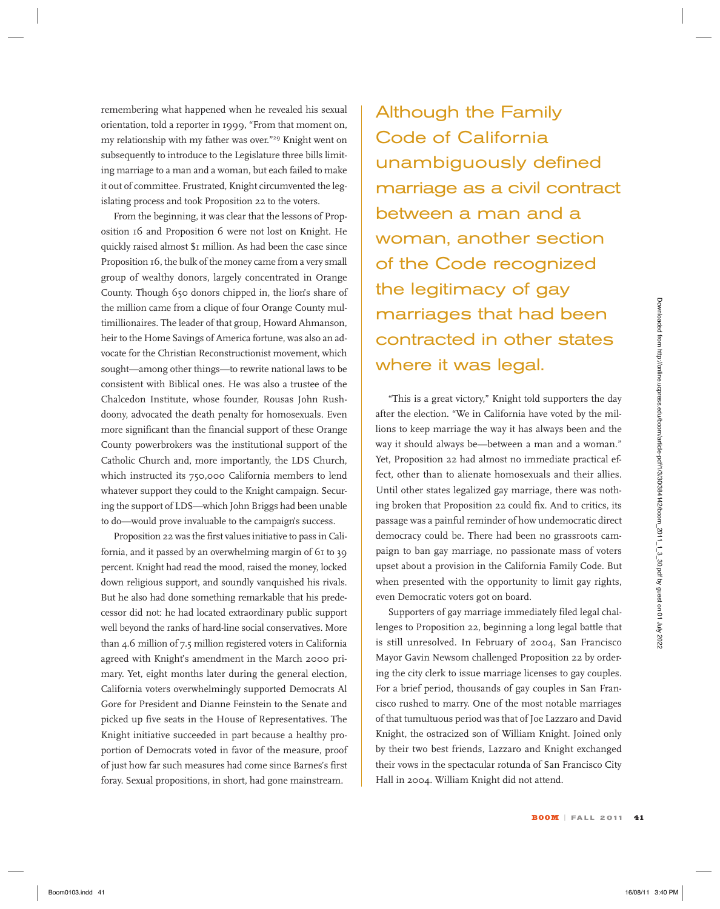remembering what happened when he revealed his sexual orientation, told a reporter in 1999, "From that moment on, my relationship with my father was over."[29] Knight went on subsequently to introduce to the Legislature three bills limiting marriage to a man and a woman, but each failed to make it out of committee. Frustrated, Knight circumvented the legislating process and took Proposition 22 to the voters.

From the beginning, it was clear that the lessons of Proposition 16 and Proposition 6 were not lost on Knight. He quickly raised almost $1 million. As had been the case since Proposition 16, the bulk of the money came from a very small group of wealthy donors, largely concentrated in Orange County. Though 650 donors chipped in, the lion's share of the million came from a clique of four Orange County multimillionaires. The leader of that group, Howard Ahmanson, heir to the Home Savings of America fortune, was also an advocate for the Christian Reconstructionist movement, which sought—among other things—to rewrite national laws to be consistent with Biblical ones. He was also a trustee of the Chalcedon Institute, whose founder, Rousas John Rushdoony, advocated the death penalty for homosexuals. Even more significant than the financial support of these Orange County powerbrokers was the institutional support of the Catholic Church and, more importantly, the LDS Church, which instructed its 750,000 California members to lend whatever support they could to the Knight campaign. Securing the support of LDS—which John Briggs had been unable to do—would prove invaluable to the campaign's success.

Proposition 22 was the first values initiative to pass in California, and it passed by an overwhelming margin of 61 to 39 percent. Knight had read the mood, raised the money, locked down religious support, and soundly vanquished his rivals. But he also had done something remarkable that his predecessor did not: he had located extraordinary public support well beyond the ranks of hard-line social conservatives. More than 4.6 million of 7.5 million registered voters in California agreed with Knight's amendment in the March 2000 primary. Yet, eight months later during the general election, California voters overwhelmingly supported Democrats Al Gore for President and Dianne Feinstein to the Senate and picked up five seats in the House of Representatives. The Knight initiative succeeded in part because a healthy proportion of Democrats voted in favor of the measure, proof of just how far such measures had come since Barnes's first foray. Sexual propositions, in short, had gone mainstream.

> Although the Family Code of California unambiguously defined marriage as a civil contract between a man and a woman, another section of the Code recognized the legitimacy of gay marriages that had been contracted in other states where it was legal.

"This is a great victory," Knight told supporters the day after the election. "We in California have voted by the millions to keep marriage the way it has always been and the way it should always be—between a man and a woman." Yet, Proposition 22 had almost no immediate practical effect, other than to alienate homosexuals and their allies. Until other states legalized gay marriage, there was nothing broken that Proposition 22 could fix. And to critics, its passage was a painful reminder of how undemocratic direct democracy could be. There had been no grassroots campaign to ban gay marriage, no passionate mass of voters upset about a provision in the California Family Code. But when presented with the opportunity to limit gay rights, even Democratic voters got on board.

Supporters of gay marriage immediately filed legal challenges to Proposition 22, beginning a long legal battle that is still unresolved. In February of 2004, San Francisco Mayor Gavin Newsom challenged Proposition 22 by ordering the city clerk to issue marriage licenses to gay couples. For a brief period, thousands of gay couples in San Francisco rushed to marry. One of the most notable marriages of that tumultuous period was that of Joe Lazzaro and David Knight, the ostracized son of William Knight. Joined only by their two best friends, Lazzaro and Knight exchanged their vows in the spectacular rotunda of San Francisco City Hall in 2004. William Knight did not attend.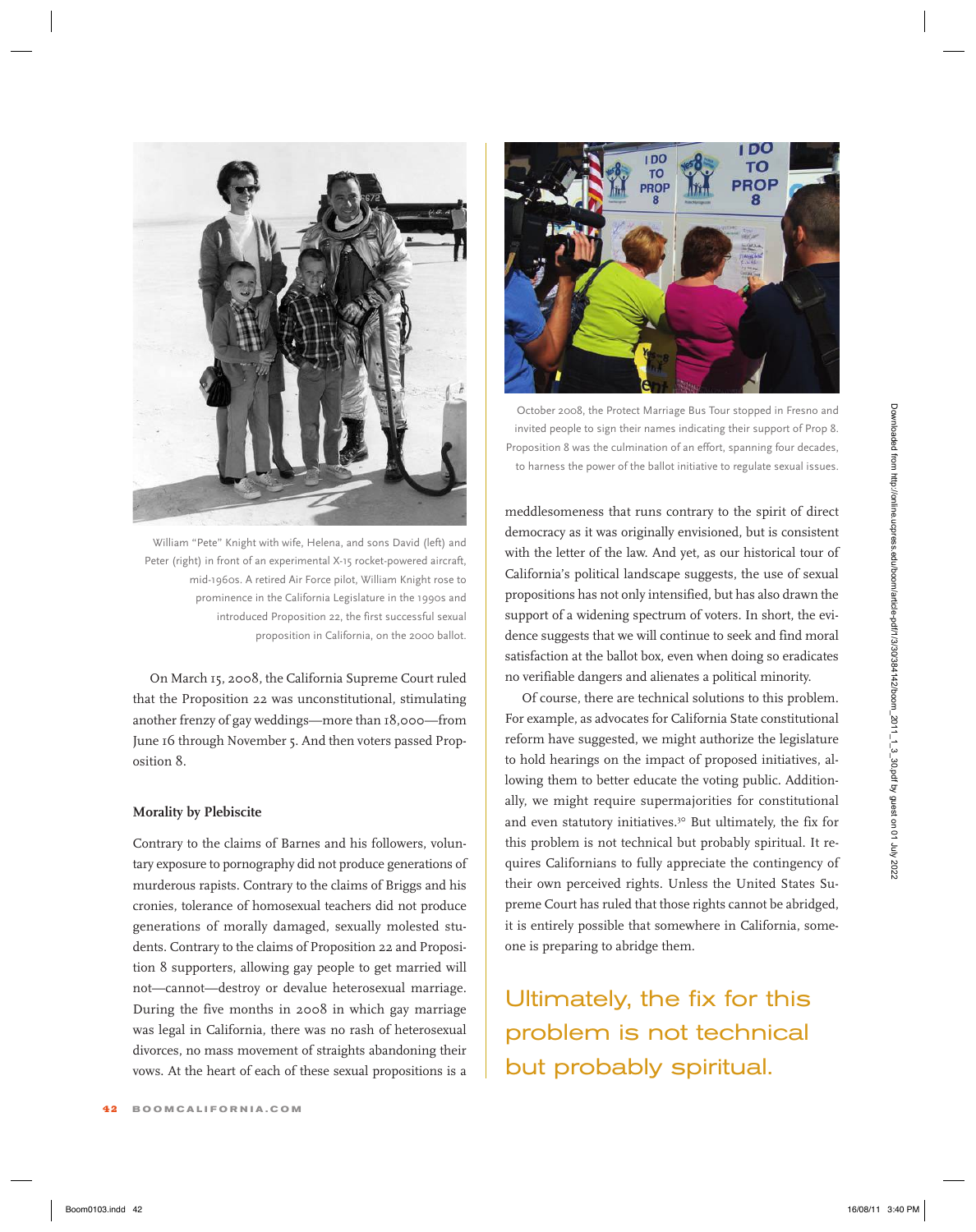William "Pete" Knight with wife, Helena, and sons David (left) and Peter (right) in front of an experimental X-15 rocket-powered aircraft, mid-1960s. A retired Air Force pilot, William Knight rose to prominence in the California Legislature in the 1990s and introduced Proposition 22, the first successful sexual proposition in California, on the 2000 ballot.

On March 15, 2008, the California Supreme Court ruled that the Proposition 22 was unconstitutional, stimulating another frenzy of gay weddings—more than 18,000—from June 16 through November 5. And then voters passed Proposition 8.

**Morality by Plebiscite**

Contrary to the claims of Barnes and his followers, voluntary exposure to pornography did not produce generations of murderous rapists. Contrary to the claims of Briggs and his cronies, tolerance of homosexual teachers did not produce generations of morally damaged, sexually molested students. Contrary to the claims of Proposition 22 and Proposition 8 supporters, allowing gay people to get married will not—cannot—destroy or devalue heterosexual marriage. During the five months in 2008 in which gay marriage was legal in California, there was no rash of heterosexual divorces, no mass movement of straights abandoning their vows. At the heart of each of these sexual propositions is a meddlesomeness that runs contrary to the spirit of direct democracy as it was originally envisioned, but is consistent with the letter of the law. And yet, as our historical tour of California's political landscape suggests, the use of sexual propositions has not only intensified, but has also drawn the support of a widening spectrum of voters. In short, the evidence suggests that we will continue to seek and find moral satisfaction at the ballot box, even when doing so eradicates no verifiable dangers and alienates a political minority.

October 2008, the Protect Marriage Bus Tour stopped in Fresno and invited people to sign their names indicating their support of Prop 8. Proposition 8 was the culmination of an effort, spanning four decades, to harness the power of the ballot initiative to regulate sexual issues.

Of course, there are technical solutions to this problem. For example, as advocates for California State constitutional reform have suggested, we might authorize the legislature to hold hearings on the impact of proposed initiatives, allowing them to better educate the voting public. Additionally, we might require supermajorities for constitutional and even statutory initiatives.[30] But ultimately, the fix for this problem is not technical but probably spiritual. It requires Californians to fully appreciate the contingency of their own perceived rights. Unless the United States Supreme Court has ruled that those rights cannot be abridged, it is entirely possible that somewhere in California, someone is preparing to abridge them.

Ultimately, the fix for this problem is not technical but probably spiritual.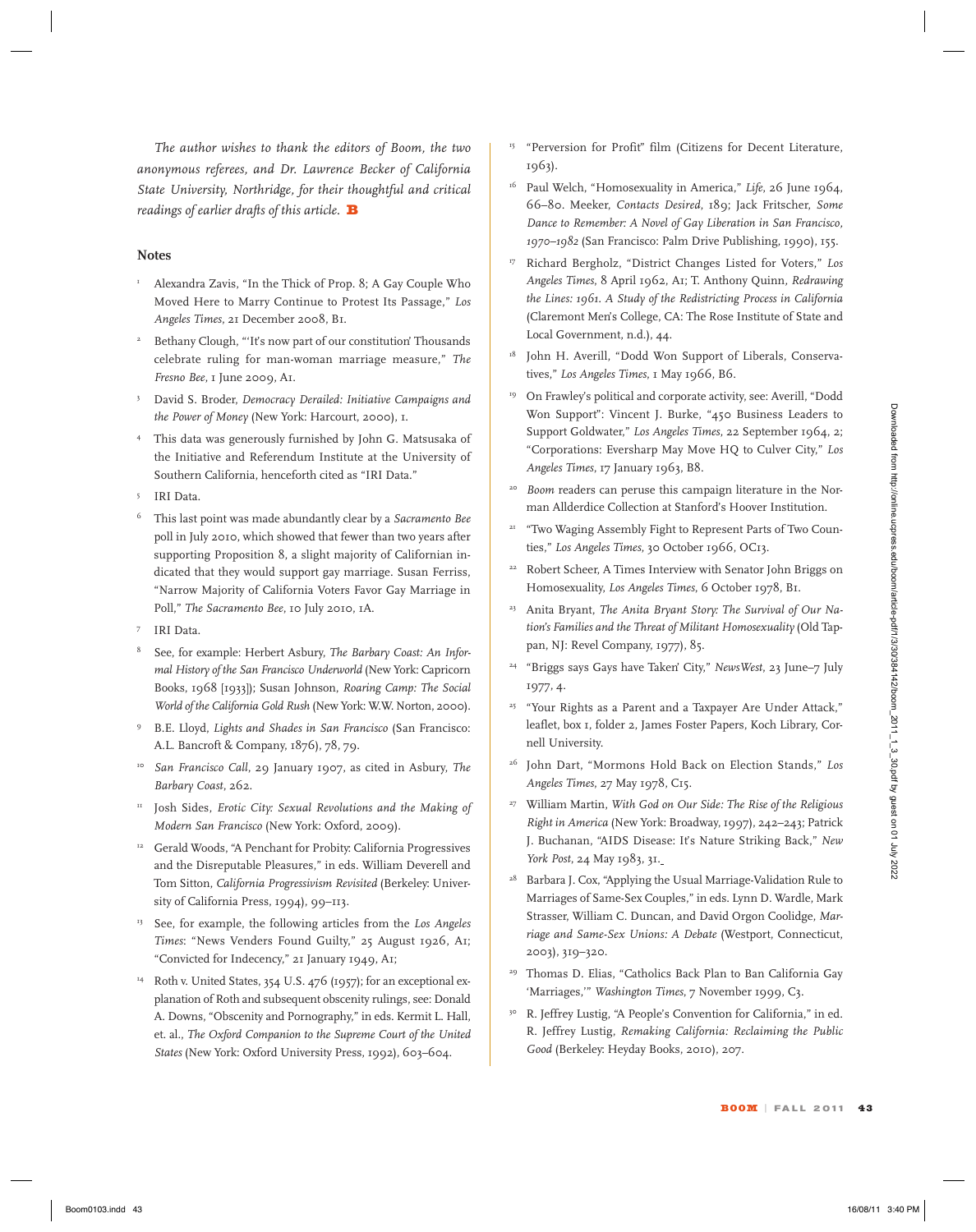*The author wishes to thank the editors of Boom, the two anonymous referees, and Dr. Lawrence Becker of California State University, Northridge, for their thoughtful and critical readings of earlier drafts of this article.* **B**

### Notes

1. Alexandra Zavis, "In the Thick of Prop. 8; A Gay Couple Who Moved Here to Marry Continue to Protest Its Passage," *Los Angeles Times*, 21 December 2008, B1.
2. Bethany Clough, "'It's now part of our constitution' Thousands celebrate ruling for man-woman marriage measure," *The Fresno Bee*, 1 June 2009, A1.
3. David S. Broder, *Democracy Derailed: Initiative Campaigns and the Power of Money* (New York: Harcourt, 2000), 1.
4. This data was generously furnished by John G. Matsusaka of the Initiative and Referendum Institute at the University of Southern California, henceforth cited as "IRI Data."
5. IRI Data.
6. This last point was made abundantly clear by a *Sacramento Bee* poll in July 2010, which showed that fewer than two years after supporting Proposition 8, a slight majority of Californian indicated that they would support gay marriage. Susan Ferriss, "Narrow Majority of California Voters Favor Gay Marriage in Poll," *The Sacramento Bee*, 10 July 2010, 1A.
7. IRI Data.
8. See, for example: Herbert Asbury, *The Barbary Coast: An Informal History of the San Francisco Underworld* (New York: Capricorn Books, 1968 [1933]); Susan Johnson, *Roaring Camp: The Social World of the California Gold Rush* (New York: W.W. Norton, 2000).
9. B.E. Lloyd, *Lights and Shades in San Francisco* (San Francisco: A.L. Bancroft & Company, 1876), 78, 79.
10. *San Francisco Call*, 29 January 1907, as cited in Asbury, *The Barbary Coast*, 262.
11. Josh Sides, *Erotic City: Sexual Revolutions and the Making of Modern San Francisco* (New York: Oxford, 2009).
12. Gerald Woods, "A Penchant for Probity: California Progressives and the Disreputable Pleasures," in eds. William Deverell and Tom Sitton, *California Progressivism Revisited* (Berkeley: University of California Press, 1994), 99–113.
13. See, for example, the following articles from the *Los Angeles Times*: "News Venders Found Guilty," 25 August 1926, A1; "Convicted for Indecency," 21 January 1949, A1;
14. Roth v. United States, 354 U.S. 476 (1957); for an exceptional explanation of Roth and subsequent obscenity rulings, see: Donald A. Downs, "Obscenity and Pornography," in eds. Kermit L. Hall, et. al., *The Oxford Companion to the Supreme Court of the United States* (New York: Oxford University Press, 1992), 603–604.
15. "Perversion for Profit" film (Citizens for Decent Literature, 1963).
16. Paul Welch, "Homosexuality in America," *Life*, 26 June 1964, 66–80. Meeker, *Contacts Desired*, 189; Jack Fritscher, *Some Dance to Remember: A Novel of Gay Liberation in San Francisco, 1970–1982* (San Francisco: Palm Drive Publishing, 1990), 155.
17. Richard Bergholz, "District Changes Listed for Voters," *Los Angeles Times*, 8 April 1962, A1; T. Anthony Quinn, *Redrawing the Lines: 1961. A Study of the Redistricting Process in California* (Claremont Men's College, CA: The Rose Institute of State and Local Government, n.d.), 44.
18. John H. Averill, "Dodd Won Support of Liberals, Conservatives," *Los Angeles Times*, 1 May 1966, B6.
19. On Frawley's political and corporate activity, see: Averill, "Dodd Won Support": Vincent J. Burke, "450 Business Leaders to Support Goldwater," *Los Angeles Times*, 22 September 1964, 2; "Corporations: Eversharp May Move HQ to Culver City," *Los Angeles Times*, 17 January 1963, B8.
20. *Boom* readers can peruse this campaign literature in the Norman Allderdice Collection at Stanford's Hoover Institution.
21. "Two Waging Assembly Fight to Represent Parts of Two Counties," *Los Angeles Times*, 30 October 1966, OC13.
22. Robert Scheer, A Times Interview with Senator John Briggs on Homosexuality, *Los Angeles Times*, 6 October 1978, B1.
23. Anita Bryant, *The Anita Bryant Story: The Survival of Our Nation's Families and the Threat of Militant Homosexuality* (Old Tappan, NJ: Revel Company, 1977), 85.
24. "Briggs says Gays have Taken' City," *NewsWest*, 23 June–7 July 1977, 4.
25. "Your Rights as a Parent and a Taxpayer Are Under Attack," leaflet, box 1, folder 2, James Foster Papers, Koch Library, Cornell University.
26. John Dart, "Mormons Hold Back on Election Stands," *Los Angeles Times*, 27 May 1978, C15.
27. William Martin, *With God on Our Side: The Rise of the Religious Right in America* (New York: Broadway, 1997), 242–243; Patrick J. Buchanan, "AIDS Disease: It's Nature Striking Back," *New York Post*, 24 May 1983, 31.
28. Barbara J. Cox, "Applying the Usual Marriage-Validation Rule to Marriages of Same-Sex Couples," in eds. Lynn D. Wardle, Mark Strasser, William C. Duncan, and David Orgon Coolidge, *Marriage and Same-Sex Unions: A Debate* (Westport, Connecticut, 2003), 319–320.
29. Thomas D. Elias, "Catholics Back Plan to Ban California Gay 'Marriages,'" *Washington Times*, 7 November 1999, C3.
30. R. Jeffrey Lustig, "A People's Convention for California," in ed. R. Jeffrey Lustig, *Remaking California: Reclaiming the Public Good* (Berkeley: Heyday Books, 2010), 207.